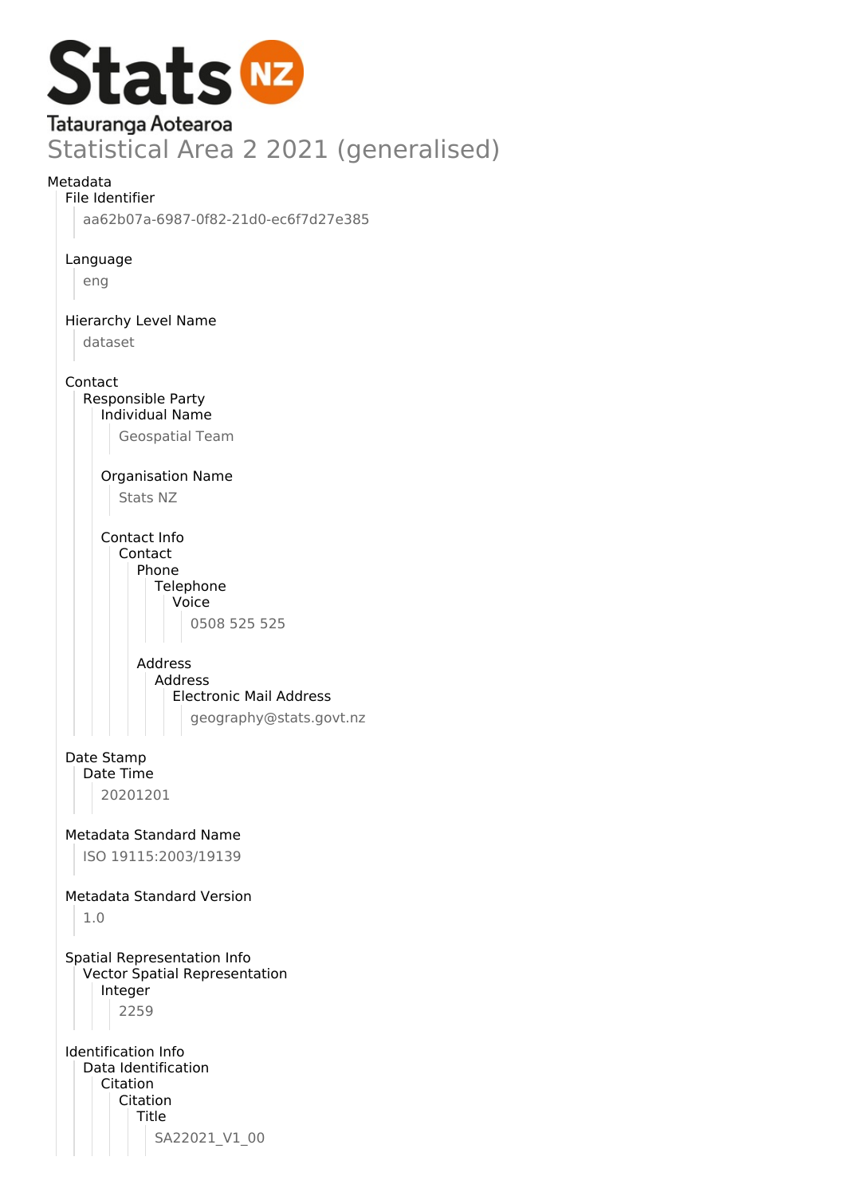# Stats NZ

Tatauranga Aotearoa

## Statistical Area 2 2021 (generalised)

Metadata

- File Identifier
  - aa62b07a-6987-0f82-21d0-ec6f7d27e385
- Language
  - eng
- Hierarchy Level Name
  - dataset
- Contact
  - Responsible Party
    - Individual Name
      - Geospatial Team
    - Organisation Name
      - Stats NZ
    - Contact Info
      - Contact
        - Phone
          - Telephone
            - Voice
              - 0508 525 525
        - Address
          - Address
            - Electronic Mail Address
              - geography@stats.govt.nz
- Date Stamp
  - Date Time
    - 20201201
- Metadata Standard Name
  - ISO 19115:2003/19139
- Metadata Standard Version
  - 1.0
- Spatial Representation Info
  - Vector Spatial Representation
    - Integer
      - 2259
- Identification Info
  - Data Identification
    - Citation
      - Citation
        - Title
          - SA22021_V1_00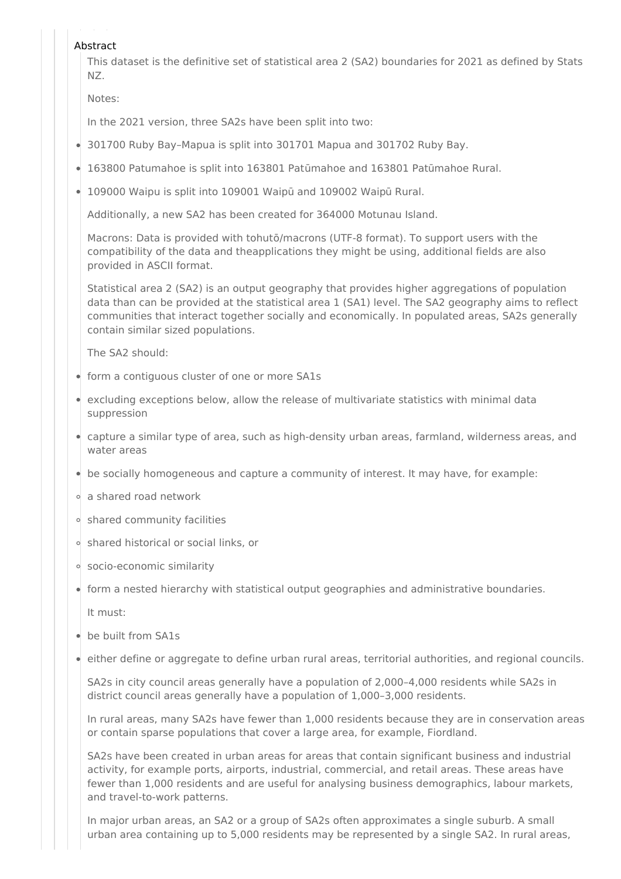## Abstract

This dataset is the definitive set of statistical area 2 (SA2) boundaries for 2021 as defined by Stats NZ.

Notes:

In the 2021 version, three SA2s have been split into two:

- 301700 Ruby Bay–Mapua is split into 301701 Mapua and 301702 Ruby Bay.
- 163800 Patumahoe is split into 163801 Patūmahoe and 163801 Patūmahoe Rural.
- 109000 Waipu is split into 109001 Waipū and 109002 Waipū Rural.

Additionally, a new SA2 has been created for 364000 Motunau Island.

Macrons: Data is provided with tohutō/macrons (UTF-8 format). To support users with the compatibility of the data and theapplications they might be using, additional fields are also provided in ASCII format.

Statistical area 2 (SA2) is an output geography that provides higher aggregations of population data than can be provided at the statistical area 1 (SA1) level. The SA2 geography aims to reflect communities that interact together socially and economically. In populated areas, SA2s generally contain similar sized populations.

The SA2 should:

- form a contiguous cluster of one or more SA1s
- excluding exceptions below, allow the release of multivariate statistics with minimal data suppression
- capture a similar type of area, such as high-density urban areas, farmland, wilderness areas, and water areas
- be socially homogeneous and capture a community of interest. It may have, for example:
  - a shared road network
  - shared community facilities
  - shared historical or social links, or
  - socio-economic similarity
- form a nested hierarchy with statistical output geographies and administrative boundaries.

It must:

- be built from SA1s
- either define or aggregate to define urban rural areas, territorial authorities, and regional councils.

SA2s in city council areas generally have a population of 2,000–4,000 residents while SA2s in district council areas generally have a population of 1,000–3,000 residents.

In rural areas, many SA2s have fewer than 1,000 residents because they are in conservation areas or contain sparse populations that cover a large area, for example, Fiordland.

SA2s have been created in urban areas for areas that contain significant business and industrial activity, for example ports, airports, industrial, commercial, and retail areas. These areas have fewer than 1,000 residents and are useful for analysing business demographics, labour markets, and travel-to-work patterns.

In major urban areas, an SA2 or a group of SA2s often approximates a single suburb. A small urban area containing up to 5,000 residents may be represented by a single SA2. In rural areas,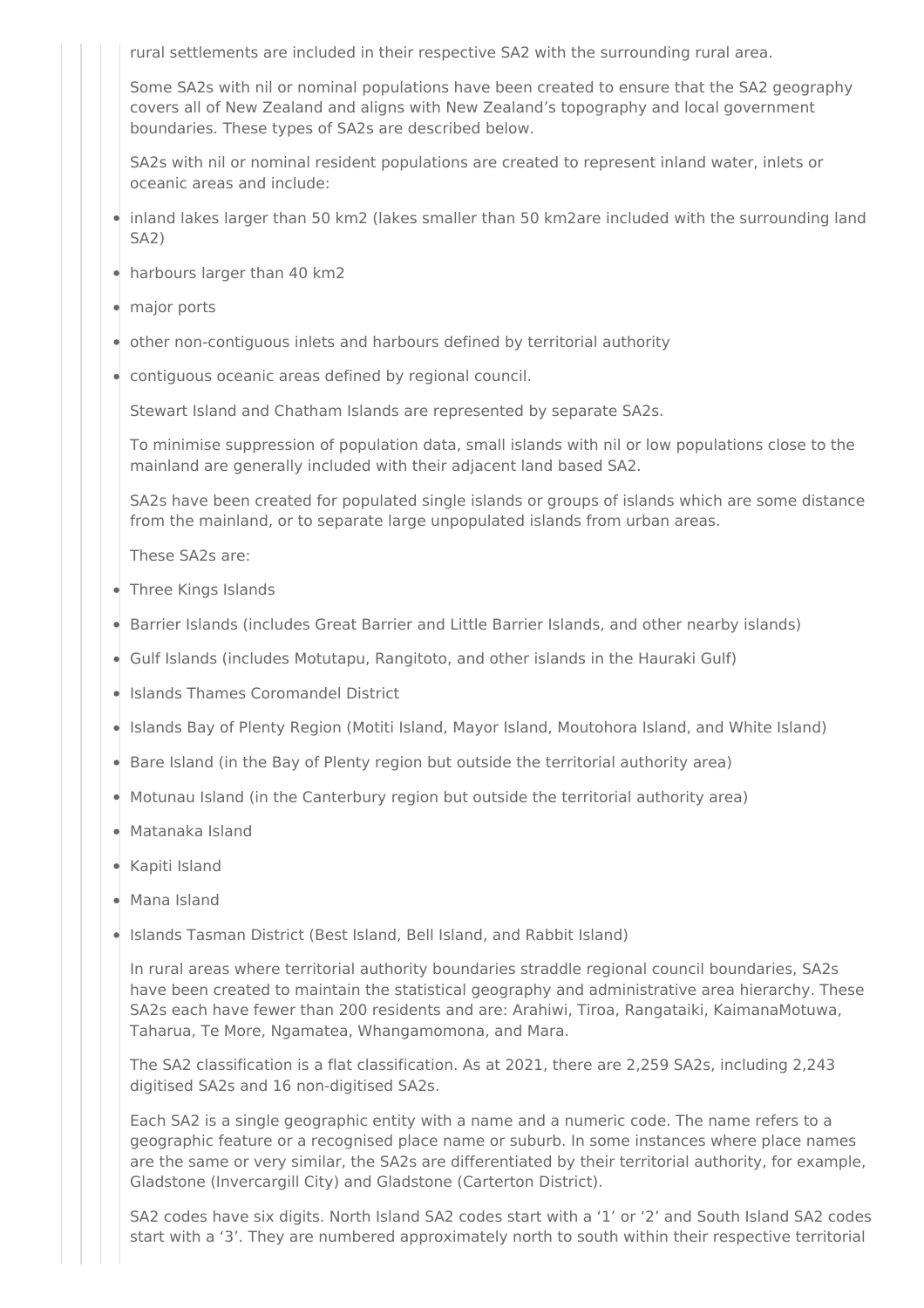rural settlements are included in their respective SA2 with the surrounding rural area.

Some SA2s with nil or nominal populations have been created to ensure that the SA2 geography covers all of New Zealand and aligns with New Zealand's topography and local government boundaries. These types of SA2s are described below.

SA2s with nil or nominal resident populations are created to represent inland water, inlets or oceanic areas and include:

- inland lakes larger than 50 km2 (lakes smaller than 50 km2are included with the surrounding land SA2)
- harbours larger than 40 km2
- major ports
- other non-contiguous inlets and harbours defined by territorial authority
- contiguous oceanic areas defined by regional council.

Stewart Island and Chatham Islands are represented by separate SA2s.

To minimise suppression of population data, small islands with nil or low populations close to the mainland are generally included with their adjacent land based SA2.

SA2s have been created for populated single islands or groups of islands which are some distance from the mainland, or to separate large unpopulated islands from urban areas.

These SA2s are:

- Three Kings Islands
- Barrier Islands (includes Great Barrier and Little Barrier Islands, and other nearby islands)
- Gulf Islands (includes Motutapu, Rangitoto, and other islands in the Hauraki Gulf)
- Islands Thames Coromandel District
- Islands Bay of Plenty Region (Motiti Island, Mayor Island, Moutohora Island, and White Island)
- Bare Island (in the Bay of Plenty region but outside the territorial authority area)
- Motunau Island (in the Canterbury region but outside the territorial authority area)
- Matanaka Island
- Kapiti Island
- Mana Island
- Islands Tasman District (Best Island, Bell Island, and Rabbit Island)

In rural areas where territorial authority boundaries straddle regional council boundaries, SA2s have been created to maintain the statistical geography and administrative area hierarchy. These SA2s each have fewer than 200 residents and are: Arahiwi, Tiroa, Rangataiki, KaimanaMotuwa, Taharua, Te More, Ngamatea, Whangamomona, and Mara.

The SA2 classification is a flat classification. As at 2021, there are 2,259 SA2s, including 2,243 digitised SA2s and 16 non-digitised SA2s.

Each SA2 is a single geographic entity with a name and a numeric code. The name refers to a geographic feature or a recognised place name or suburb. In some instances where place names are the same or very similar, the SA2s are differentiated by their territorial authority, for example, Gladstone (Invercargill City) and Gladstone (Carterton District).

SA2 codes have six digits. North Island SA2 codes start with a '1' or '2' and South Island SA2 codes start with a '3'. They are numbered approximately north to south within their respective territorial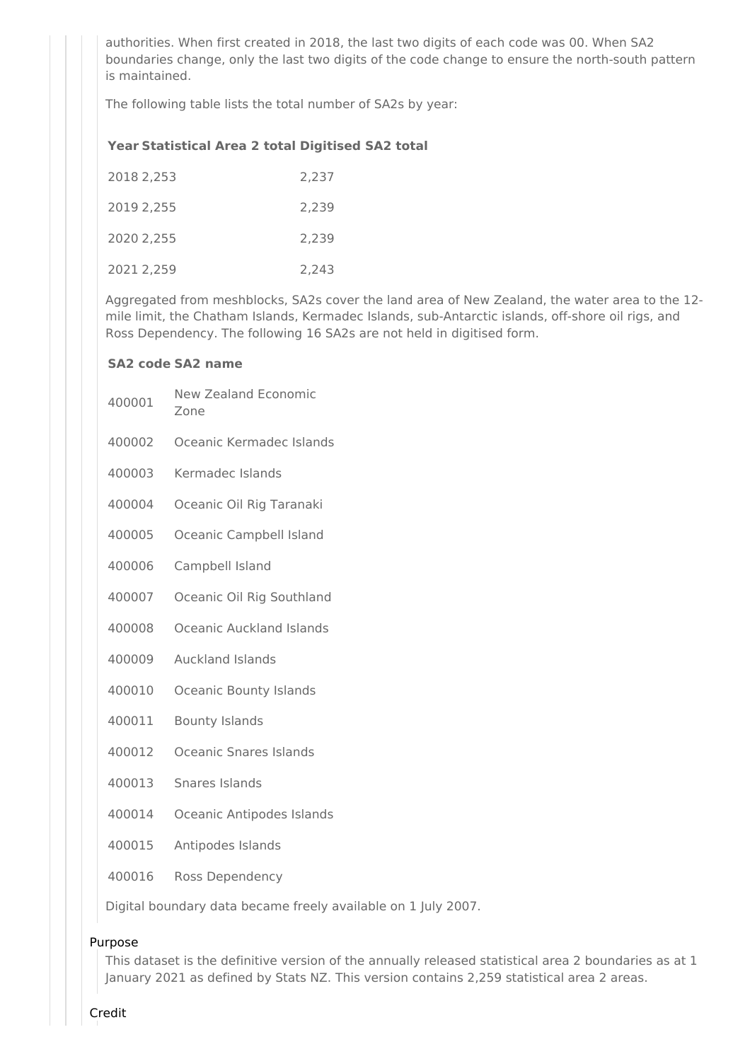authorities. When first created in 2018, the last two digits of each code was 00. When SA2 boundaries change, only the last two digits of the code change to ensure the north-south pattern is maintained.

The following table lists the total number of SA2s by year:

| Year | Statistical Area 2 total | Digitised SA2 total |
|---|---|---|
| 2018 | 2,253 | 2,237 |
| 2019 | 2,255 | 2,239 |
| 2020 | 2,255 | 2,239 |
| 2021 | 2,259 | 2,243 |

Aggregated from meshblocks, SA2s cover the land area of New Zealand, the water area to the 12-mile limit, the Chatham Islands, Kermadec Islands, sub-Antarctic islands, off-shore oil rigs, and Ross Dependency. The following 16 SA2s are not held in digitised form.

| SA2 code | SA2 name |
|---|---|
| 400001 | New Zealand Economic Zone |
| 400002 | Oceanic Kermadec Islands |
| 400003 | Kermadec Islands |
| 400004 | Oceanic Oil Rig Taranaki |
| 400005 | Oceanic Campbell Island |
| 400006 | Campbell Island |
| 400007 | Oceanic Oil Rig Southland |
| 400008 | Oceanic Auckland Islands |
| 400009 | Auckland Islands |
| 400010 | Oceanic Bounty Islands |
| 400011 | Bounty Islands |
| 400012 | Oceanic Snares Islands |
| 400013 | Snares Islands |
| 400014 | Oceanic Antipodes Islands |
| 400015 | Antipodes Islands |
| 400016 | Ross Dependency |

Digital boundary data became freely available on 1 July 2007.

Purpose

This dataset is the definitive version of the annually released statistical area 2 boundaries as at 1 January 2021 as defined by Stats NZ. This version contains 2,259 statistical area 2 areas.

Credit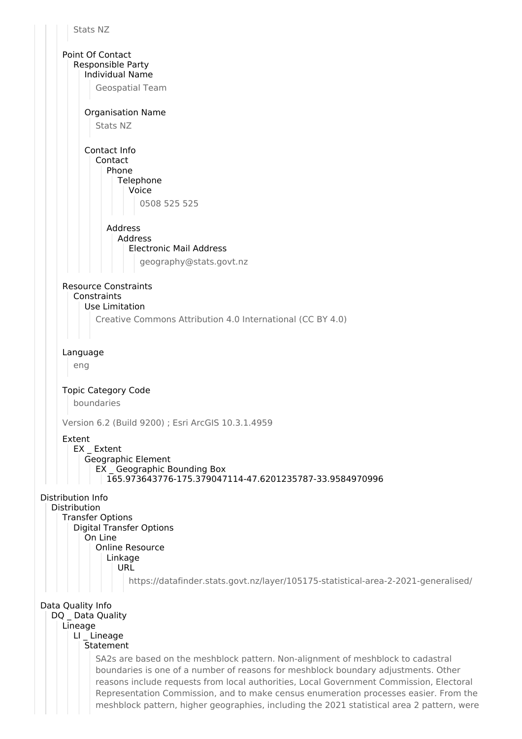Stats NZ

Point Of Contact
- Responsible Party
  - Individual Name
    - Geospatial Team
  - Organisation Name
    - Stats NZ
  - Contact Info
    - Contact
      - Phone
        - Telephone
          - Voice
            - 0508 525 525
      - Address
        - Address
          - Electronic Mail Address
            - geography@stats.govt.nz

Resource Constraints
- Constraints
  - Use Limitation
    - Creative Commons Attribution 4.0 International (CC BY 4.0)

Language
- eng

Topic Category Code
- boundaries

Version 6.2 (Build 9200) ; Esri ArcGIS 10.3.1.4959

Extent
- EX _ Extent
  - Geographic Element
    - EX _ Geographic Bounding Box
      - 165.973643776-175.379047114-47.6201235787-33.9584970996

## Distribution Info

- Distribution
  - Transfer Options
    - Digital Transfer Options
      - On Line
        - Online Resource
          - Linkage
            - URL
              - https://datafinder.stats.govt.nz/layer/105175-statistical-area-2-2021-generalised/

## Data Quality Info

- DQ _ Data Quality
  - Lineage
    - LI _ Lineage
      - Statement
        - SA2s are based on the meshblock pattern. Non-alignment of meshblock to cadastral boundaries is one of a number of reasons for meshblock boundary adjustments. Other reasons include requests from local authorities, Local Government Commission, Electoral Representation Commission, and to make census enumeration processes easier. From the meshblock pattern, higher geographies, including the 2021 statistical area 2 pattern, were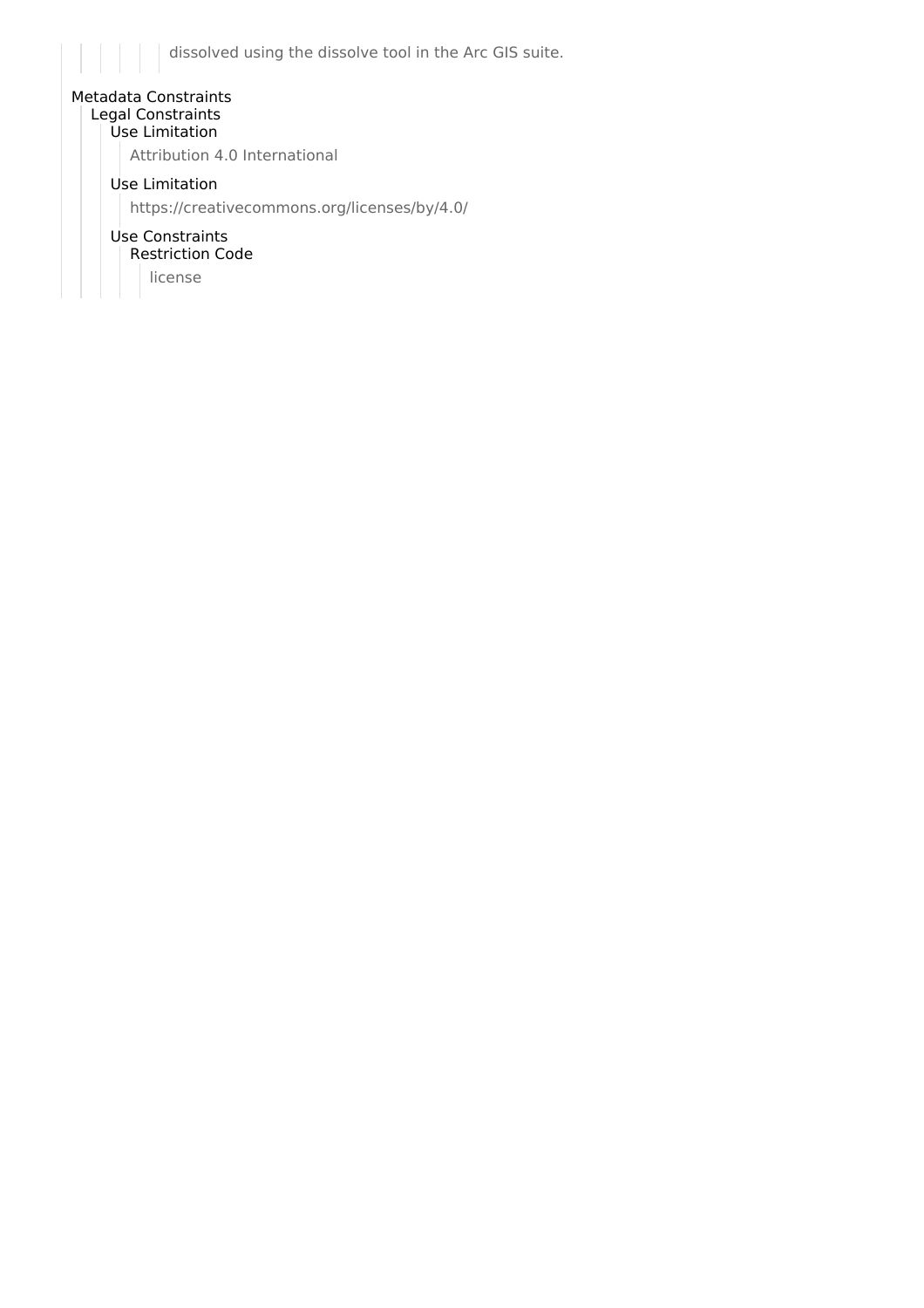dissolved using the dissolve tool in the Arc GIS suite.

Metadata Constraints
- Legal Constraints
  - Use Limitation
    - Attribution 4.0 International
  - Use Limitation
    - https://creativecommons.org/licenses/by/4.0/
  - Use Constraints
    - Restriction Code
      - license